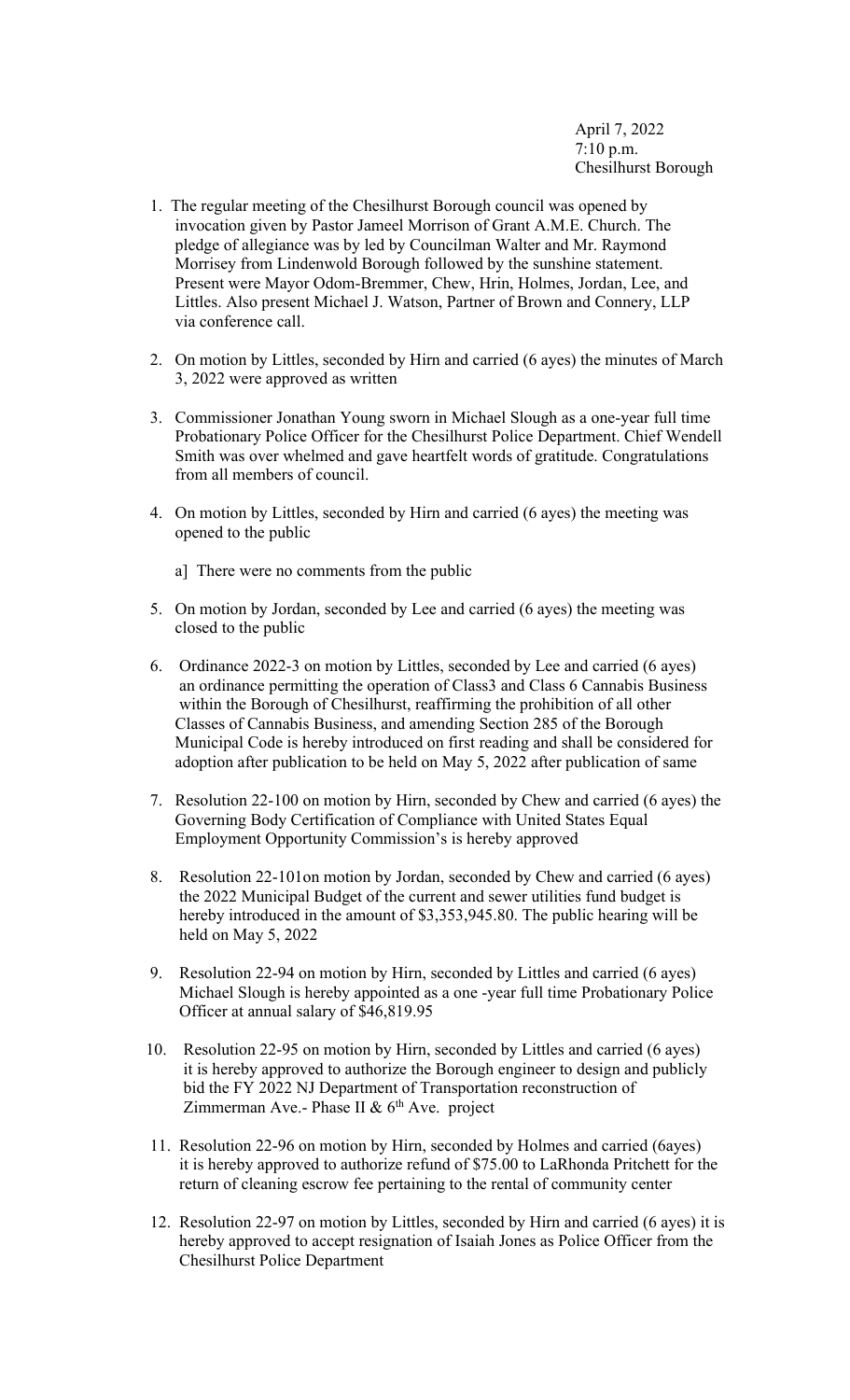April 7, 2022
7:10 p.m.
Chesilhurst Borough

1. The regular meeting of the Chesilhurst Borough council was opened by invocation given by Pastor Jameel Morrison of Grant A.M.E. Church. The pledge of allegiance was by led by Councilman Walter and Mr. Raymond Morrisey from Lindenwold Borough followed by the sunshine statement. Present were Mayor Odom-Bremmer, Chew, Hrin, Holmes, Jordan, Lee, and Littles. Also present Michael J. Watson, Partner of Brown and Connery, LLP via conference call.

2. On motion by Littles, seconded by Hirn and carried (6 ayes) the minutes of March 3, 2022 were approved as written

3. Commissioner Jonathan Young sworn in Michael Slough as a one-year full time Probationary Police Officer for the Chesilhurst Police Department. Chief Wendell Smith was over whelmed and gave heartfelt words of gratitude. Congratulations from all members of council.

4. On motion by Littles, seconded by Hirn and carried (6 ayes) the meeting was opened to the public

   a] There were no comments from the public

5. On motion by Jordan, seconded by Lee and carried (6 ayes) the meeting was closed to the public

6. Ordinance 2022-3 on motion by Littles, seconded by Lee and carried (6 ayes) an ordinance permitting the operation of Class3 and Class 6 Cannabis Business within the Borough of Chesilhurst, reaffirming the prohibition of all other Classes of Cannabis Business, and amending Section 285 of the Borough Municipal Code is hereby introduced on first reading and shall be considered for adoption after publication to be held on May 5, 2022 after publication of same

7. Resolution 22-100 on motion by Hirn, seconded by Chew and carried (6 ayes) the Governing Body Certification of Compliance with United States Equal Employment Opportunity Commission's is hereby approved

8. Resolution 22-101on motion by Jordan, seconded by Chew and carried (6 ayes) the 2022 Municipal Budget of the current and sewer utilities fund budget is hereby introduced in the amount of $3,353,945.80. The public hearing will be held on May 5, 2022

9. Resolution 22-94 on motion by Hirn, seconded by Littles and carried (6 ayes) Michael Slough is hereby appointed as a one -year full time Probationary Police Officer at annual salary of $46,819.95

10. Resolution 22-95 on motion by Hirn, seconded by Littles and carried (6 ayes) it is hereby approved to authorize the Borough engineer to design and publicly bid the FY 2022 NJ Department of Transportation reconstruction of Zimmerman Ave.- Phase II & 6th Ave. project

11. Resolution 22-96 on motion by Hirn, seconded by Holmes and carried (6ayes) it is hereby approved to authorize refund of $75.00 to LaRhonda Pritchett for the return of cleaning escrow fee pertaining to the rental of community center

12. Resolution 22-97 on motion by Littles, seconded by Hirn and carried (6 ayes) it is hereby approved to accept resignation of Isaiah Jones as Police Officer from the Chesilhurst Police Department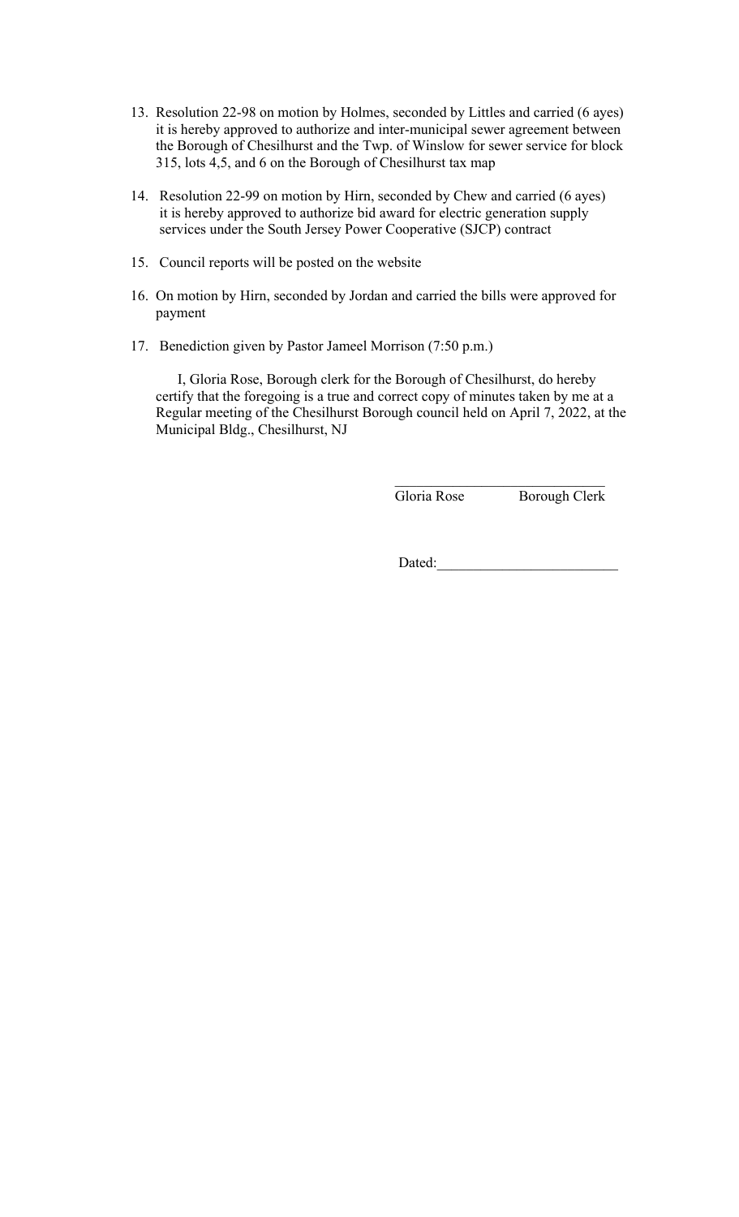13. Resolution 22-98 on motion by Holmes, seconded by Littles and carried (6 ayes) it is hereby approved to authorize and inter-municipal sewer agreement between the Borough of Chesilhurst and the Twp. of Winslow for sewer service for block 315, lots 4,5, and 6 on the Borough of Chesilhurst tax map

14. Resolution 22-99 on motion by Hirn, seconded by Chew and carried (6 ayes) it is hereby approved to authorize bid award for electric generation supply services under the South Jersey Power Cooperative (SJCP) contract

15. Council reports will be posted on the website

16. On motion by Hirn, seconded by Jordan and carried the bills were approved for payment

17. Benediction given by Pastor Jameel Morrison (7:50 p.m.)

I, Gloria Rose, Borough clerk for the Borough of Chesilhurst, do hereby certify that the foregoing is a true and correct copy of minutes taken by me at a Regular meeting of the Chesilhurst Borough council held on April 7, 2022, at the Municipal Bldg., Chesilhurst, NJ

\_\_\_\_\_\_\_\_\_\_\_\_\_\_\_\_\_\_\_\_\_\_\_\_\_\_\_\_\_\_
Gloria Rose Borough Clerk

Dated:\_\_\_\_\_\_\_\_\_\_\_\_\_\_\_\_\_\_\_\_\_\_\_\_\_